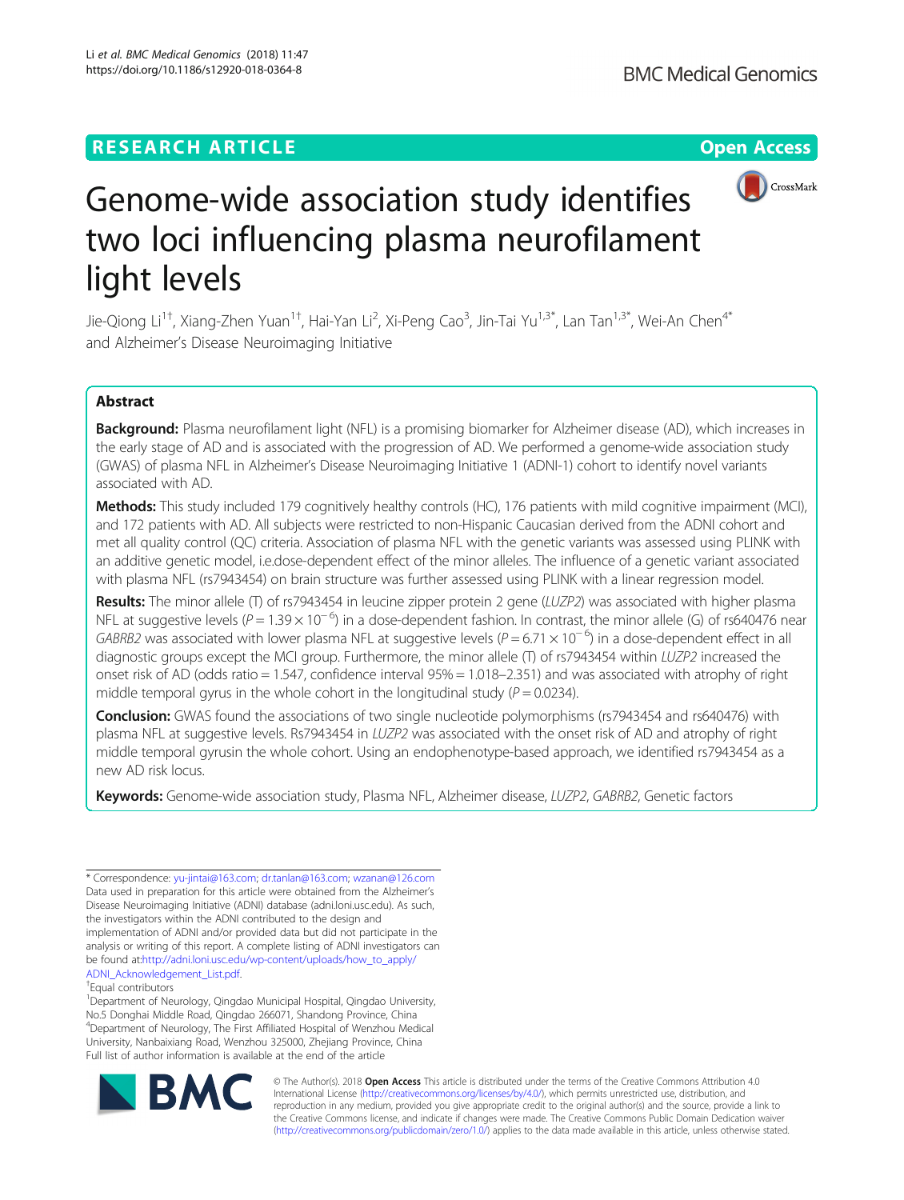# Genome-wide association study identifies two loci influencing plasma neurofilament light levels

Jie-Qiong Li[1†], Xiang-Zhen Yuan[1†], Hai-Yan Li[2], Xi-Peng Cao[3], Jin-Tai Yu[1,3*], Lan Tan[1,3*], Wei-An Chen[4*] and Alzheimer's Disease Neuroimaging Initiative

## Abstract

**Background:** Plasma neurofilament light (NFL) is a promising biomarker for Alzheimer disease (AD), which increases in the early stage of AD and is associated with the progression of AD. We performed a genome-wide association study (GWAS) of plasma NFL in Alzheimer's Disease Neuroimaging Initiative 1 (ADNI-1) cohort to identify novel variants associated with AD.

**Methods:** This study included 179 cognitively healthy controls (HC), 176 patients with mild cognitive impairment (MCI), and 172 patients with AD. All subjects were restricted to non-Hispanic Caucasian derived from the ADNI cohort and met all quality control (QC) criteria. Association of plasma NFL with the genetic variants was assessed using PLINK with an additive genetic model, i.e.dose-dependent effect of the minor alleles. The influence of a genetic variant associated with plasma NFL (rs7943454) on brain structure was further assessed using PLINK with a linear regression model.

**Results:** The minor allele (T) of rs7943454 in leucine zipper protein 2 gene (*LUZP2*) was associated with higher plasma NFL at suggestive levels ($P = 1.39 \times 10^{-6}$) in a dose-dependent fashion. In contrast, the minor allele (G) of rs640476 near *GABRB2* was associated with lower plasma NFL at suggestive levels ($P = 6.71 \times 10^{-6}$) in a dose-dependent effect in all diagnostic groups except the MCI group. Furthermore, the minor allele (T) of rs7943454 within *LUZP2* increased the onset risk of AD (odds ratio = 1.547, confidence interval 95% = 1.018–2.351) and was associated with atrophy of right middle temporal gyrus in the whole cohort in the longitudinal study ($P = 0.0234$).

**Conclusion:** GWAS found the associations of two single nucleotide polymorphisms (rs7943454 and rs640476) with plasma NFL at suggestive levels. Rs7943454 in *LUZP2* was associated with the onset risk of AD and atrophy of right middle temporal gyrusin the whole cohort. Using an endophenotype-based approach, we identified rs7943454 as a new AD risk locus.

**Keywords:** Genome-wide association study, Plasma NFL, Alzheimer disease, *LUZP2*, *GABRB2*, Genetic factors

---

\* Correspondence: yu-jintai@163.com; dr.tanlan@163.com; wzanan@126.com

Data used in preparation for this article were obtained from the Alzheimer's Disease Neuroimaging Initiative (ADNI) database (adni.loni.usc.edu). As such, the investigators within the ADNI contributed to the design and implementation of ADNI and/or provided data but did not participate in the analysis or writing of this report. A complete listing of ADNI investigators can be found at:http://adni.loni.usc.edu/wp-content/uploads/how_to_apply/ADNI_Acknowledgement_List.pdf.

†Equal contributors

[1]Department of Neurology, Qingdao Municipal Hospital, Qingdao University, No.5 Donghai Middle Road, Qingdao 266071, Shandong Province, China

[4]Department of Neurology, The First Affiliated Hospital of Wenzhou Medical University, Nanbaixiang Road, Wenzhou 325000, Zhejiang Province, China

Full list of author information is available at the end of the article

© The Author(s). 2018 **Open Access** This article is distributed under the terms of the Creative Commons Attribution 4.0 International License (http://creativecommons.org/licenses/by/4.0/), which permits unrestricted use, distribution, and reproduction in any medium, provided you give appropriate credit to the original author(s) and the source, provide a link to the Creative Commons license, and indicate if changes were made. The Creative Commons Public Domain Dedication waiver (http://creativecommons.org/publicdomain/zero/1.0/) applies to the data made available in this article, unless otherwise stated.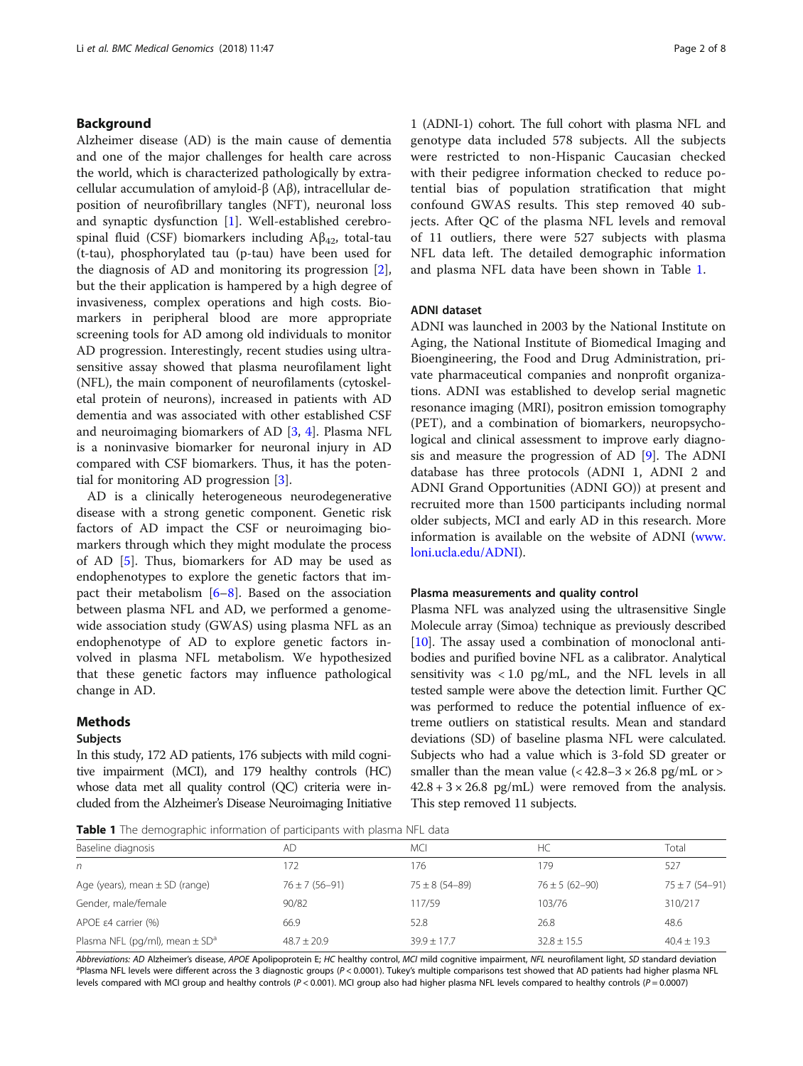## Background

Alzheimer disease (AD) is the main cause of dementia and one of the major challenges for health care across the world, which is characterized pathologically by extracellular accumulation of amyloid-β (Aβ), intracellular deposition of neurofibrillary tangles (NFT), neuronal loss and synaptic dysfunction [1]. Well-established cerebrospinal fluid (CSF) biomarkers including $A\beta_{42}$, total-tau (t-tau), phosphorylated tau (p-tau) have been used for the diagnosis of AD and monitoring its progression [2], but the their application is hampered by a high degree of invasiveness, complex operations and high costs. Biomarkers in peripheral blood are more appropriate screening tools for AD among old individuals to monitor AD progression. Interestingly, recent studies using ultrasensitive assay showed that plasma neurofilament light (NFL), the main component of neurofilaments (cytoskeletal protein of neurons), increased in patients with AD dementia and was associated with other established CSF and neuroimaging biomarkers of AD [3, 4]. Plasma NFL is a noninvasive biomarker for neuronal injury in AD compared with CSF biomarkers. Thus, it has the potential for monitoring AD progression [3].

AD is a clinically heterogeneous neurodegenerative disease with a strong genetic component. Genetic risk factors of AD impact the CSF or neuroimaging biomarkers through which they might modulate the process of AD [5]. Thus, biomarkers for AD may be used as endophenotypes to explore the genetic factors that impact their metabolism [6–8]. Based on the association between plasma NFL and AD, we performed a genome-wide association study (GWAS) using plasma NFL as an endophenotype of AD to explore genetic factors involved in plasma NFL metabolism. We hypothesized that these genetic factors may influence pathological change in AD.

## Methods

### Subjects

In this study, 172 AD patients, 176 subjects with mild cognitive impairment (MCI), and 179 healthy controls (HC) whose data met all quality control (QC) criteria were included from the Alzheimer's Disease Neuroimaging Initiative 1 (ADNI-1) cohort. The full cohort with plasma NFL and genotype data included 578 subjects. All the subjects were restricted to non-Hispanic Caucasian checked with their pedigree information checked to reduce potential bias of population stratification that might confound GWAS results. This step removed 40 subjects. After QC of the plasma NFL levels and removal of 11 outliers, there were 527 subjects with plasma NFL data left. The detailed demographic information and plasma NFL data have been shown in Table 1.

### ADNI dataset

ADNI was launched in 2003 by the National Institute on Aging, the National Institute of Biomedical Imaging and Bioengineering, the Food and Drug Administration, private pharmaceutical companies and nonprofit organizations. ADNI was established to develop serial magnetic resonance imaging (MRI), positron emission tomography (PET), and a combination of biomarkers, neuropsychological and clinical assessment to improve early diagnosis and measure the progression of AD [9]. The ADNI database has three protocols (ADNI 1, ADNI 2 and ADNI Grand Opportunities (ADNI GO)) at present and recruited more than 1500 participants including normal older subjects, MCI and early AD in this research. More information is available on the website of ADNI (www.loni.ucla.edu/ADNI).

### Plasma measurements and quality control

Plasma NFL was analyzed using the ultrasensitive Single Molecule array (Simoa) technique as previously described [10]. The assay used a combination of monoclonal antibodies and purified bovine NFL as a calibrator. Analytical sensitivity was < 1.0 pg/mL, and the NFL levels in all tested sample were above the detection limit. Further QC was performed to reduce the potential influence of extreme outliers on statistical results. Mean and standard deviations (SD) of baseline plasma NFL were calculated. Subjects who had a value which is 3-fold SD greater or smaller than the mean value ($< 42.8-3 \times 26.8$ pg/mL or $> 42.8 + 3 \times 26.8$ pg/mL) were removed from the analysis. This step removed 11 subjects.

**Table 1** The demographic information of participants with plasma NFL data

| Baseline diagnosis | AD | MCI | HC | Total |
|---|---|---|---|---|
| *n* | 172 | 176 | 179 | 527 |
| Age (years), mean ± SD (range) | 76 ± 7 (56–91) | 75 ± 8 (54–89) | 76 ± 5 (62–90) | 75 ± 7 (54–91) |
| Gender, male/female | 90/82 | 117/59 | 103/76 | 310/217 |
| APOE ε4 carrier (%) | 66.9 | 52.8 | 26.8 | 48.6 |
| Plasma NFL (pg/ml), mean ± SD[a] | 48.7 ± 20.9 | 39.9 ± 17.7 | 32.8 ± 15.5 | 40.4 ± 19.3 |

*Abbreviations: AD* Alzheimer's disease, *APOE* Apolipoprotein E; *HC* healthy control, *MCI* mild cognitive impairment, *NFL* neurofilament light, *SD* standard deviation
[a]Plasma NFL levels were different across the 3 diagnostic groups ($P < 0.0001$). Tukey's multiple comparisons test showed that AD patients had higher plasma NFL levels compared with MCI group and healthy controls ($P < 0.001$). MCI group also had higher plasma NFL levels compared to healthy controls ($P = 0.0007$)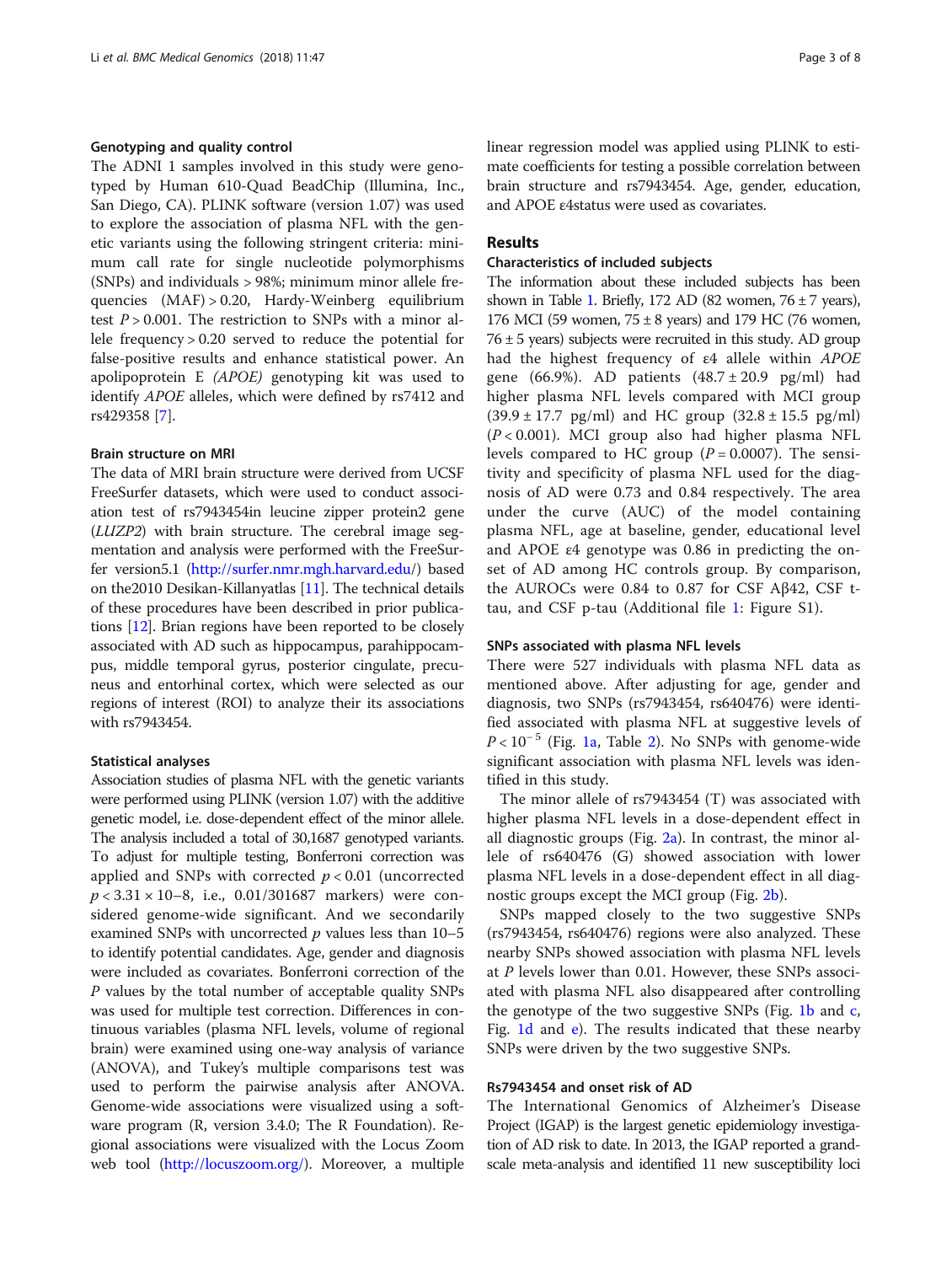### Genotyping and quality control

The ADNI 1 samples involved in this study were genotyped by Human 610-Quad BeadChip (Illumina, Inc., San Diego, CA). PLINK software (version 1.07) was used to explore the association of plasma NFL with the genetic variants using the following stringent criteria: minimum call rate for single nucleotide polymorphisms (SNPs) and individuals > 98%; minimum minor allele frequencies (MAF) > 0.20, Hardy-Weinberg equilibrium test $P > 0.001$. The restriction to SNPs with a minor allele frequency > 0.20 served to reduce the potential for false-positive results and enhance statistical power. An apolipoprotein E *(APOE)* genotyping kit was used to identify *APOE* alleles, which were defined by rs7412 and rs429358 [7].

### Brain structure on MRI

The data of MRI brain structure were derived from UCSF FreeSurfer datasets, which were used to conduct association test of rs7943454in leucine zipper protein2 gene (*LUZP2*) with brain structure. The cerebral image segmentation and analysis were performed with the FreeSurfer version5.1 (http://surfer.nmr.mgh.harvard.edu/) based on the2010 Desikan-Killanyatlas [11]. The technical details of these procedures have been described in prior publications [12]. Brian regions have been reported to be closely associated with AD such as hippocampus, parahippocampus, middle temporal gyrus, posterior cingulate, precuneus and entorhinal cortex, which were selected as our regions of interest (ROI) to analyze their its associations with rs7943454.

### Statistical analyses

Association studies of plasma NFL with the genetic variants were performed using PLINK (version 1.07) with the additive genetic model, i.e. dose-dependent effect of the minor allele. The analysis included a total of 30,1687 genotyped variants. To adjust for multiple testing, Bonferroni correction was applied and SNPs with corrected $p < 0.01$ (uncorrected $p < 3.31 \times 10{-}8$, i.e., 0.01/301687 markers) were considered genome-wide significant. And we secondarily examined SNPs with uncorrected $p$ values less than 10–5 to identify potential candidates. Age, gender and diagnosis were included as covariates. Bonferroni correction of the $P$ values by the total number of acceptable quality SNPs was used for multiple test correction. Differences in continuous variables (plasma NFL levels, volume of regional brain) were examined using one-way analysis of variance (ANOVA), and Tukey's multiple comparisons test was used to perform the pairwise analysis after ANOVA. Genome-wide associations were visualized using a software program (R, version 3.4.0; The R Foundation). Regional associations were visualized with the Locus Zoom web tool (http://locuszoom.org/). Moreover, a multiple linear regression model was applied using PLINK to estimate coefficients for testing a possible correlation between brain structure and rs7943454. Age, gender, education, and APOE ε4status were used as covariates.

## Results

### Characteristics of included subjects

The information about these included subjects has been shown in Table 1. Briefly, 172 AD (82 women, 76 ± 7 years), 176 MCI (59 women, 75 ± 8 years) and 179 HC (76 women, 76 ± 5 years) subjects were recruited in this study. AD group had the highest frequency of ε4 allele within *APOE* gene (66.9%). AD patients (48.7 ± 20.9 pg/ml) had higher plasma NFL levels compared with MCI group (39.9 ± 17.7 pg/ml) and HC group (32.8 ± 15.5 pg/ml) ($P < 0.001$). MCI group also had higher plasma NFL levels compared to HC group ($P = 0.0007$). The sensitivity and specificity of plasma NFL used for the diagnosis of AD were 0.73 and 0.84 respectively. The area under the curve (AUC) of the model containing plasma NFL, age at baseline, gender, educational level and APOE ε4 genotype was 0.86 in predicting the onset of AD among HC controls group. By comparison, the AUROCs were 0.84 to 0.87 for CSF Aβ42, CSF t-tau, and CSF p-tau (Additional file 1: Figure S1).

### SNPs associated with plasma NFL levels

There were 527 individuals with plasma NFL data as mentioned above. After adjusting for age, gender and diagnosis, two SNPs (rs7943454, rs640476) were identified associated with plasma NFL at suggestive levels of $P < 10^{-5}$ (Fig. 1a, Table 2). No SNPs with genome-wide significant association with plasma NFL levels was identified in this study.

The minor allele of rs7943454 (T) was associated with higher plasma NFL levels in a dose-dependent effect in all diagnostic groups (Fig. 2a). In contrast, the minor allele of rs640476 (G) showed association with lower plasma NFL levels in a dose-dependent effect in all diagnostic groups except the MCI group (Fig. 2b).

SNPs mapped closely to the two suggestive SNPs (rs7943454, rs640476) regions were also analyzed. These nearby SNPs showed association with plasma NFL levels at $P$ levels lower than 0.01. However, these SNPs associated with plasma NFL also disappeared after controlling the genotype of the two suggestive SNPs (Fig. 1b and c, Fig. 1d and e). The results indicated that these nearby SNPs were driven by the two suggestive SNPs.

### Rs7943454 and onset risk of AD

The International Genomics of Alzheimer's Disease Project (IGAP) is the largest genetic epidemiology investigation of AD risk to date. In 2013, the IGAP reported a grand-scale meta-analysis and identified 11 new susceptibility loci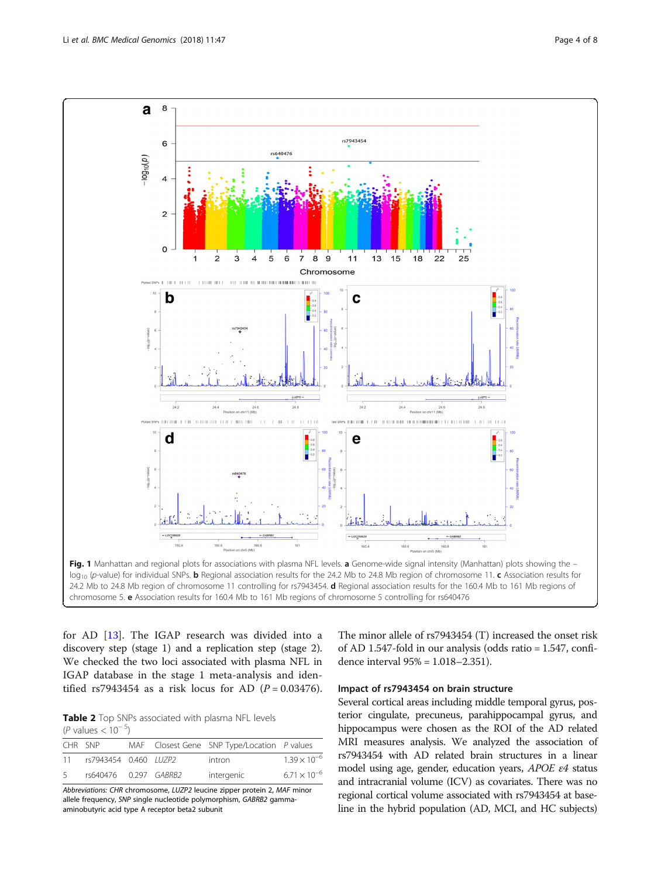Fig. 1 Manhattan and regional plots for associations with plasma NFL levels. **a** Genome-wide signal intensity (Manhattan) plots showing the $-\log_{10}$ (p-value) for individual SNPs. **b** Regional association results for the 24.2 Mb to 24.8 Mb region of chromosome 11. **c** Association results for 24.2 Mb to 24.8 Mb region of chromosome 11 controlling for rs7943454. **d** Regional association results for the 160.4 Mb to 161 Mb regions of chromosome 5. **e** Association results for 160.4 Mb to 161 Mb regions of chromosome 5 controlling for rs640476

for AD [13]. The IGAP research was divided into a discovery step (stage 1) and a replication step (stage 2). We checked the two loci associated with plasma NFL in IGAP database in the stage 1 meta-analysis and identified rs7943454 as a risk locus for AD ($P = 0.03476$). The minor allele of rs7943454 (T) increased the onset risk of AD 1.547-fold in our analysis (odds ratio = 1.547, confidence interval 95% = 1.018–2.351).

**Table 2** Top SNPs associated with plasma NFL levels ($P$ values $< 10^{-5}$)

| CHR | SNP | MAF | Closest Gene | SNP Type/Location | P values |
|---|---|---|---|---|---|
| 11 | rs7943454 | 0.460 | *LUZP2* | intron | $1.39 \times 10^{-6}$ |
| 5 | rs640476 | 0.297 | *GABRB2* | intergenic | $6.71 \times 10^{-6}$ |

*Abbreviations: CHR* chromosome, *LUZP2* leucine zipper protein 2, *MAF* minor allele frequency, *SNP* single nucleotide polymorphism, *GABRB2* gamma-aminobutyric acid type A receptor beta2 subunit

### Impact of rs7943454 on brain structure

Several cortical areas including middle temporal gyrus, posterior cingulate, precuneus, parahippocampal gyrus, and hippocampus were chosen as the ROI of the AD related MRI measures analysis. We analyzed the association of rs7943454 with AD related brain structures in a linear model using age, gender, education years, *APOE ε4* status and intracranial volume (ICV) as covariates. There was no regional cortical volume associated with rs7943454 at baseline in the hybrid population (AD, MCI, and HC subjects)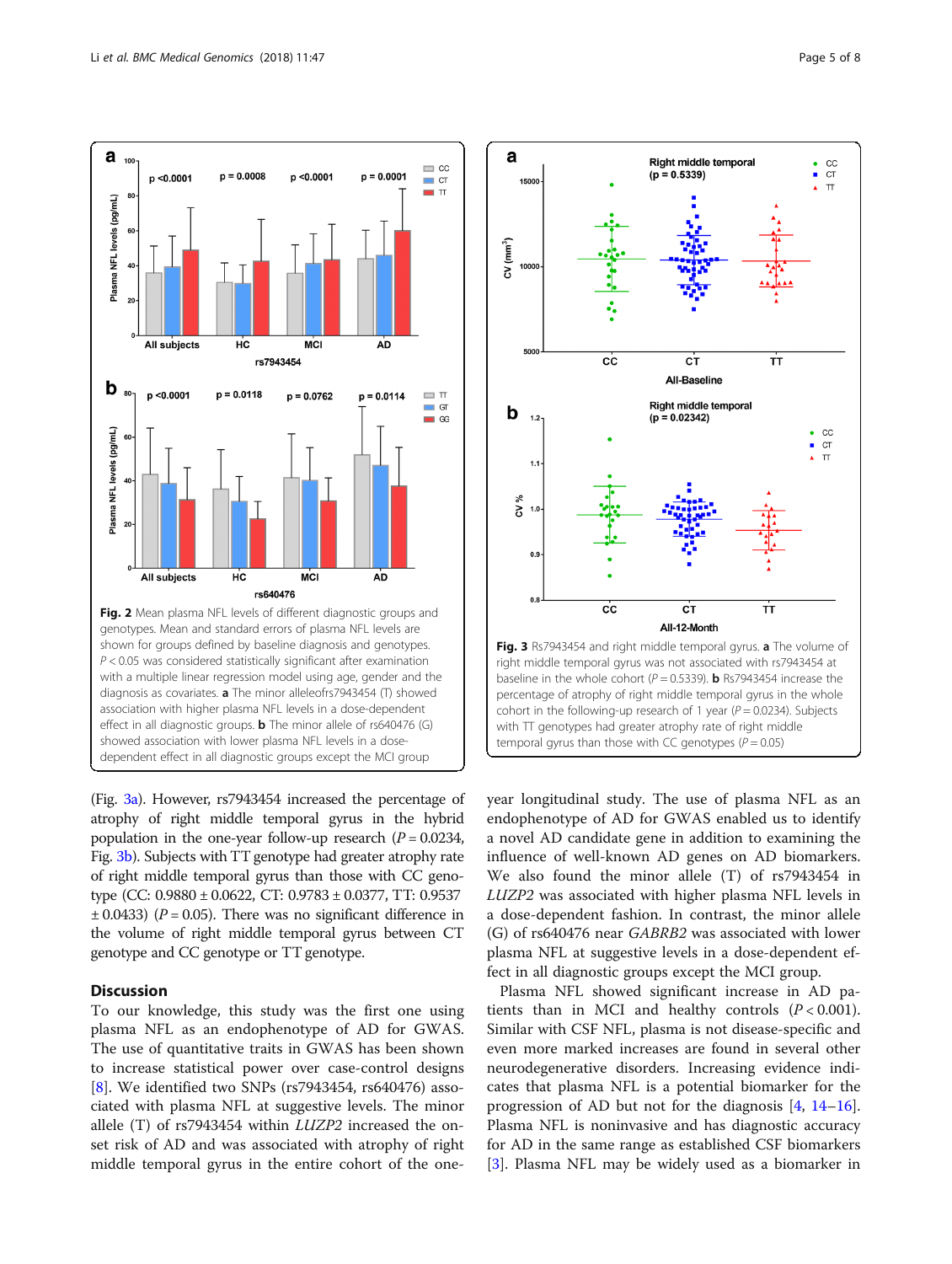Fig. 2 Mean plasma NFL levels of different diagnostic groups and genotypes. Mean and standard errors of plasma NFL levels are shown for groups defined by baseline diagnosis and genotypes. $P < 0.05$ was considered statistically significant after examination with a multiple linear regression model using age, gender and the diagnosis as covariates. **a** The minor alleleofrs7943454 (T) showed association with higher plasma NFL levels in a dose-dependent effect in all diagnostic groups. **b** The minor allele of rs640476 (G) showed association with lower plasma NFL levels in a dose-dependent effect in all diagnostic groups except the MCI group

Fig. 3 Rs7943454 and right middle temporal gyrus. **a** The volume of right middle temporal gyrus was not associated with rs7943454 at baseline in the whole cohort ($P = 0.5339$). **b** Rs7943454 increase the percentage of atrophy of right middle temporal gyrus in the whole cohort in the following-up research of 1 year ($P = 0.0234$). Subjects with TT genotypes had greater atrophy rate of right middle temporal gyrus than those with CC genotypes ($P = 0.05$)

(Fig. 3a). However, rs7943454 increased the percentage of atrophy of right middle temporal gyrus in the hybrid population in the one-year follow-up research ($P = 0.0234$, Fig. 3b). Subjects with TT genotype had greater atrophy rate of right middle temporal gyrus than those with CC genotype (CC: 0.9880 ± 0.0622, CT: 0.9783 ± 0.0377, TT: 0.9537 ± 0.0433) ($P = 0.05$). There was no significant difference in the volume of right middle temporal gyrus between CT genotype and CC genotype or TT genotype.

## Discussion

To our knowledge, this study was the first one using plasma NFL as an endophenotype of AD for GWAS. The use of quantitative traits in GWAS has been shown to increase statistical power over case-control designs [8]. We identified two SNPs (rs7943454, rs640476) associated with plasma NFL at suggestive levels. The minor allele (T) of rs7943454 within *LUZP2* increased the onset risk of AD and was associated with atrophy of right middle temporal gyrus in the entire cohort of the one-year longitudinal study. The use of plasma NFL as an endophenotype of AD for GWAS enabled us to identify a novel AD candidate gene in addition to examining the influence of well-known AD genes on AD biomarkers. We also found the minor allele (T) of rs7943454 in *LUZP2* was associated with higher plasma NFL levels in a dose-dependent fashion. In contrast, the minor allele (G) of rs640476 near *GABRB2* was associated with lower plasma NFL at suggestive levels in a dose-dependent effect in all diagnostic groups except the MCI group.

Plasma NFL showed significant increase in AD patients than in MCI and healthy controls ($P < 0.001$). Similar with CSF NFL, plasma is not disease-specific and even more marked increases are found in several other neurodegenerative disorders. Increasing evidence indicates that plasma NFL is a potential biomarker for the progression of AD but not for the diagnosis [4, 14–16]. Plasma NFL is noninvasive and has diagnostic accuracy for AD in the same range as established CSF biomarkers [3]. Plasma NFL may be widely used as a biomarker in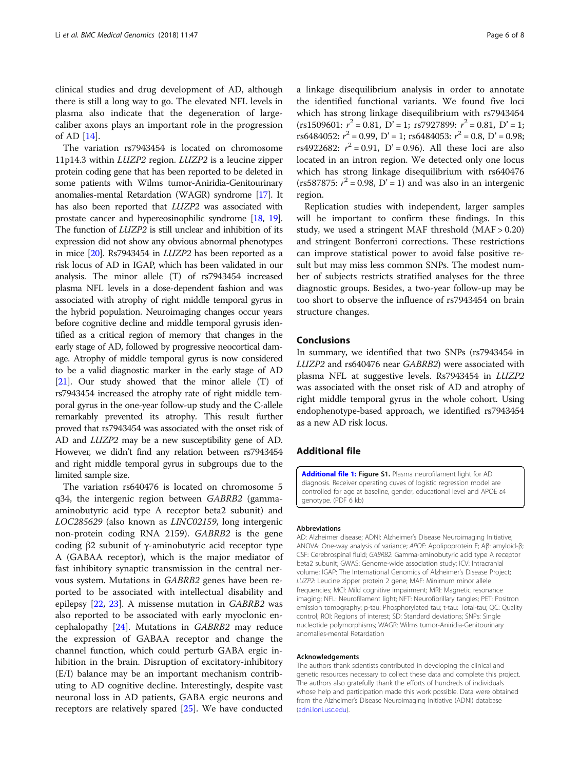clinical studies and drug development of AD, although there is still a long way to go. The elevated NFL levels in plasma also indicate that the degeneration of large-caliber axons plays an important role in the progression of AD [14].

The variation rs7943454 is located on chromosome 11p14.3 within *LUZP2* region. *LUZP2* is a leucine zipper protein coding gene that has been reported to be deleted in some patients with Wilms tumor-Aniridia-Genitourinary anomalies-mental Retardation (WAGR) syndrome [17]. It has also been reported that *LUZP2* was associated with prostate cancer and hypereosinophilic syndrome [18, 19]. The function of *LUZP2* is still unclear and inhibition of its expression did not show any obvious abnormal phenotypes in mice [20]. Rs7943454 in *LUZP2* has been reported as a risk locus of AD in IGAP, which has been validated in our analysis. The minor allele (T) of rs7943454 increased plasma NFL levels in a dose-dependent fashion and was associated with atrophy of right middle temporal gyrus in the hybrid population. Neuroimaging changes occur years before cognitive decline and middle temporal gyrusis identified as a critical region of memory that changes in the early stage of AD, followed by progressive neocortical damage. Atrophy of middle temporal gyrus is now considered to be a valid diagnostic marker in the early stage of AD [21]. Our study showed that the minor allele (T) of rs7943454 increased the atrophy rate of right middle temporal gyrus in the two-year follow-up study and the C-allele remarkably prevented its atrophy. This result further proved that rs7943454 was associated with the onset risk of AD and *LUZP2* may be a new susceptibility gene of AD. However, we didn't find any relation between rs7943454 and right middle temporal gyrus in subgroups due to the limited sample size.

The variation rs640476 is located on chromosome 5 q34, the intergenic region between *GABRB2* (gamma-aminobutyric acid type A receptor beta2 subunit) and *LOC285629* (also known as *LINC02159*, long intergenic non-protein coding RNA 2159). *GABRB2* is the gene coding β2 subunit of γ-aminobutyric acid receptor type A (GABAA receptor), which is the major mediator of fast inhibitory synaptic transmission in the central nervous system. Mutations in *GABRB2* genes have been reported to be associated with intellectual disability and epilepsy [22, 23]. A missense mutation in *GABRB2* was also reported to be associated with early myoclonic encephalopathy [24]. Mutations in *GABRB2* may reduce the expression of GABAA receptor and change the channel function, which could perturb GABA ergic inhibition in the brain. Disruption of excitatory-inhibitory (E/I) balance may be an important mechanism contributing to AD cognitive decline. Interestingly, despite vast neuronal loss in AD patients, GABA ergic neurons and receptors are relatively spared [25]. We have conducted a linkage disequilibrium analysis in order to annotate the identified functional variants. We found five loci which has strong linkage disequilibrium with rs7943454 (rs1509601: $r^2 = 0.81$, D' = 1; rs7927899: $r^2 = 0.81$, D' = 1; rs6484052: $r^2 = 0.99$, D' = 1; rs6484053: $r^2 = 0.8$, D' = 0.98; rs4922682: $r^2 = 0.91$, D' = 0.96). All these loci are also located in an intron region. We detected only one locus which has strong linkage disequilibrium with rs640476 (rs587875: $r^2 = 0.98$, D' = 1) and was also in an intergenic region.

Replication studies with independent, larger samples will be important to confirm these findings. In this study, we used a stringent MAF threshold (MAF > 0.20) and stringent Bonferroni corrections. These restrictions can improve statistical power to avoid false positive result but may miss less common SNPs. The modest number of subjects restricts stratified analyses for the three diagnostic groups. Besides, a two-year follow-up may be too short to observe the influence of rs7943454 on brain structure changes.

## Conclusions

In summary, we identified that two SNPs (rs7943454 in *LUZP2* and rs640476 near *GABRB2*) were associated with plasma NFL at suggestive levels. Rs7943454 in *LUZP2* was associated with the onset risk of AD and atrophy of right middle temporal gyrus in the whole cohort. Using endophenotype-based approach, we identified rs7943454 as a new AD risk locus.

## Additional file

**Additional file 1: Figure S1.** Plasma neurofilament light for AD diagnosis. Receiver operating cuves of logistic regression model are controlled for age at baseline, gender, educational level and APOE ε4 genotype. (PDF 6 kb)

#### Abbreviations

AD: Alzheimer disease; ADNI: Alzheimer's Disease Neuroimaging Initiative; ANOVA: One-way analysis of variance; *APOE*: Apolipoprotein E; Aβ: amyloid-β; CSF: Cerebrospinal fluid; *GABRB2*: Gamma-aminobutyric acid type A receptor beta2 subunit; GWAS: Genome-wide association study; ICV: Intracranial volume; IGAP: The International Genomics of Alzheimer's Disease Project; *LUZP2*: Leucine zipper protein 2 gene; MAF: Minimum minor allele frequencies; MCI: Mild cognitive impairment; MRI: Magnetic resonance imaging; NFL: Neurofilament light; NFT: Neurofibrillary tangles; PET: Positron emission tomography; p-tau: Phosphorylated tau; t-tau: Total-tau; QC: Quality control; ROI: Regions of interest; SD: Standard deviations; SNPs: Single nucleotide polymorphisms; WAGR: Wilms tumor-Aniridia-Genitourinary anomalies-mental Retardation

#### Acknowledgements

The authors thank scientists contributed in developing the clinical and genetic resources necessary to collect these data and complete this project. The authors also gratefully thank the efforts of hundreds of individuals whose help and participation made this work possible. Data were obtained from the Alzheimer's Disease Neuroimaging Initiative (ADNI) database (adni.loni.usc.edu).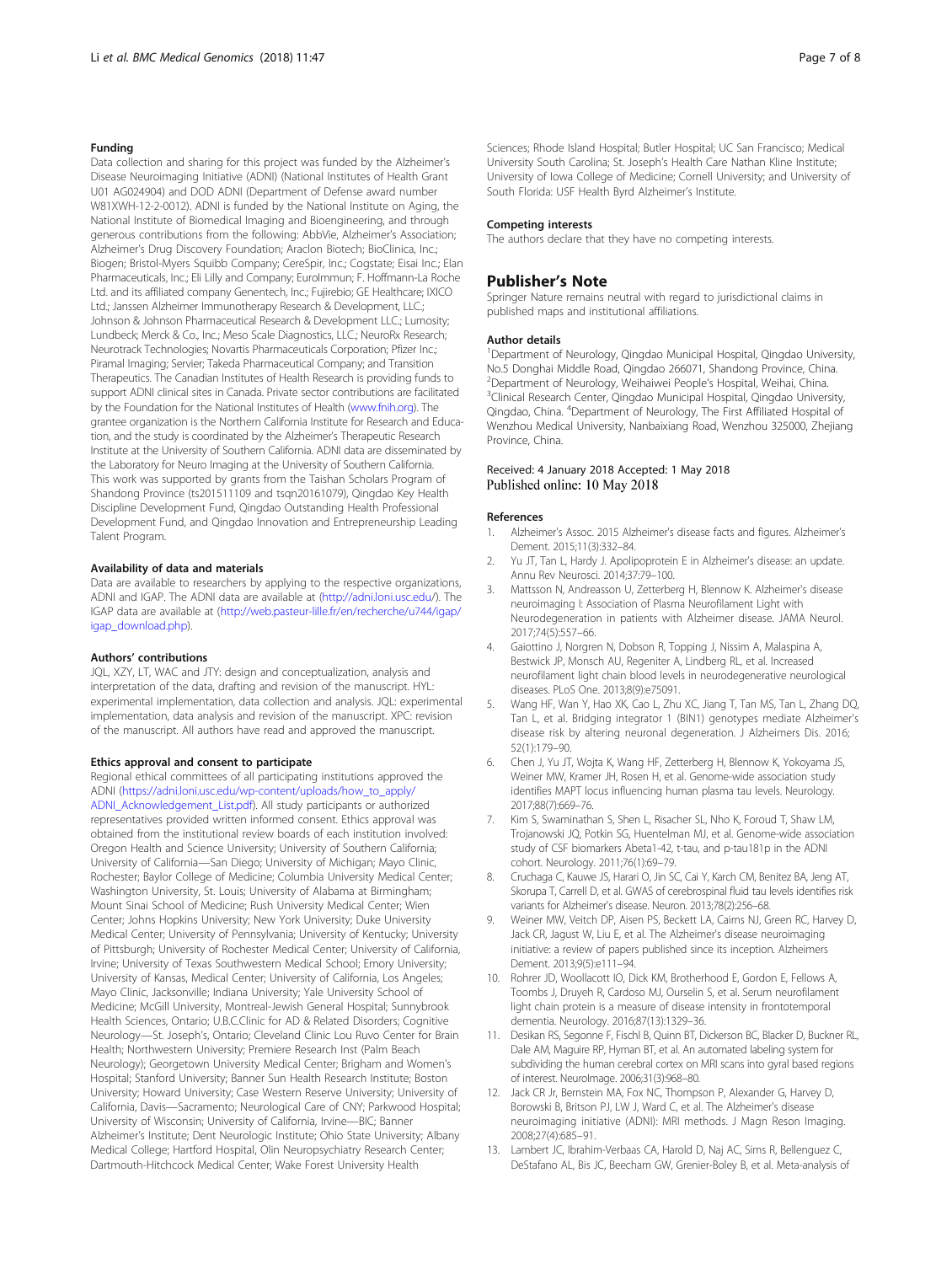#### Funding

Data collection and sharing for this project was funded by the Alzheimer's Disease Neuroimaging Initiative (ADNI) (National Institutes of Health Grant U01 AG024904) and DOD ADNI (Department of Defense award number W81XWH-12-2-0012). ADNI is funded by the National Institute on Aging, the National Institute of Biomedical Imaging and Bioengineering, and through generous contributions from the following: AbbVie, Alzheimer's Association; Alzheimer's Drug Discovery Foundation; Araclon Biotech; BioClinica, Inc.; Biogen; Bristol-Myers Squibb Company; CereSpir, Inc.; Cogstate; Eisai Inc.; Elan Pharmaceuticals, Inc.; Eli Lilly and Company; EuroImmun; F. Hoffmann-La Roche Ltd. and its affiliated company Genentech, Inc.; Fujirebio; GE Healthcare; IXICO Ltd.; Janssen Alzheimer Immunotherapy Research & Development, LLC.; Johnson & Johnson Pharmaceutical Research & Development LLC.; Lumosity; Lundbeck; Merck & Co., Inc.; Meso Scale Diagnostics, LLC.; NeuroRx Research; Neurotrack Technologies; Novartis Pharmaceuticals Corporation; Pfizer Inc.; Piramal Imaging; Servier; Takeda Pharmaceutical Company; and Transition Therapeutics. The Canadian Institutes of Health Research is providing funds to support ADNI clinical sites in Canada. Private sector contributions are facilitated by the Foundation for the National Institutes of Health (www.fnih.org). The grantee organization is the Northern California Institute for Research and Education, and the study is coordinated by the Alzheimer's Therapeutic Research Institute at the University of Southern California. ADNI data are disseminated by the Laboratory for Neuro Imaging at the University of Southern California. This work was supported by grants from the Taishan Scholars Program of Shandong Province (ts201511109 and tsqn20161079), Qingdao Key Health Discipline Development Fund, Qingdao Outstanding Health Professional Development Fund, and Qingdao Innovation and Entrepreneurship Leading Talent Program.

#### Availability of data and materials

Data are available to researchers by applying to the respective organizations, ADNI and IGAP. The ADNI data are available at (http://adni.loni.usc.edu/). The IGAP data are available at (http://web.pasteur-lille.fr/en/recherche/u744/igap/igap_download.php).

#### Authors' contributions

JQL, XZY, LT, WAC and JTY: design and conceptualization, analysis and interpretation of the data, drafting and revision of the manuscript. HYL: experimental implementation, data collection and analysis. JQL: experimental implementation, data analysis and revision of the manuscript. XPC: revision of the manuscript. All authors have read and approved the manuscript.

#### Ethics approval and consent to participate

Regional ethical committees of all participating institutions approved the ADNI (https://adni.loni.usc.edu/wp-content/uploads/how_to_apply/ADNI_Acknowledgement_List.pdf). All study participants or authorized representatives provided written informed consent. Ethics approval was obtained from the institutional review boards of each institution involved: Oregon Health and Science University; University of Southern California; University of California—San Diego; University of Michigan; Mayo Clinic, Rochester; Baylor College of Medicine; Columbia University Medical Center; Washington University, St. Louis; University of Alabama at Birmingham; Mount Sinai School of Medicine; Rush University Medical Center; Wien Center; Johns Hopkins University; New York University; Duke University Medical Center; University of Pennsylvania; University of Kentucky; University of Pittsburgh; University of Rochester Medical Center; University of California, Irvine; University of Texas Southwestern Medical School; Emory University; University of Kansas, Medical Center; University of California, Los Angeles; Mayo Clinic, Jacksonville; Indiana University; Yale University School of Medicine; McGill University, Montreal-Jewish General Hospital; Sunnybrook Health Sciences, Ontario; U.B.C.Clinic for AD & Related Disorders; Cognitive Neurology—St. Joseph's, Ontario; Cleveland Clinic Lou Ruvo Center for Brain Health; Northwestern University; Premiere Research Inst (Palm Beach Neurology); Georgetown University Medical Center; Brigham and Women's Hospital; Stanford University; Banner Sun Health Research Institute; Boston University; Howard University; Case Western Reserve University; University of California, Davis—Sacramento; Neurological Care of CNY; Parkwood Hospital; University of Wisconsin; University of California, Irvine—BIC; Banner Alzheimer's Institute; Dent Neurologic Institute; Ohio State University; Albany Medical College; Hartford Hospital, Olin Neuropsychiatry Research Center; Dartmouth-Hitchcock Medical Center; Wake Forest University Health Sciences; Rhode Island Hospital; Butler Hospital; UC San Francisco; Medical University South Carolina; St. Joseph's Health Care Nathan Kline Institute; University of Iowa College of Medicine; Cornell University; and University of South Florida: USF Health Byrd Alzheimer's Institute.

#### Competing interests

The authors declare that they have no competing interests.

## Publisher's Note

Springer Nature remains neutral with regard to jurisdictional claims in published maps and institutional affiliations.

#### Author details

[1]Department of Neurology, Qingdao Municipal Hospital, Qingdao University, No.5 Donghai Middle Road, Qingdao 266071, Shandong Province, China. [2]Department of Neurology, Weihaiwei People's Hospital, Weihai, China. [3]Clinical Research Center, Qingdao Municipal Hospital, Qingdao University, Qingdao, China. [4]Department of Neurology, The First Affiliated Hospital of Wenzhou Medical University, Nanbaixiang Road, Wenzhou 325000, Zhejiang Province, China.

Received: 4 January 2018 Accepted: 1 May 2018
Published online: 10 May 2018

#### References

1. Alzheimer's Assoc. 2015 Alzheimer's disease facts and figures. Alzheimer's Dement. 2015;11(3):332–84.
2. Yu JT, Tan L, Hardy J. Apolipoprotein E in Alzheimer's disease: an update. Annu Rev Neurosci. 2014;37:79–100.
3. Mattsson N, Andreasson U, Zetterberg H, Blennow K. Alzheimer's disease neuroimaging I: Association of Plasma Neurofilament Light with Neurodegeneration in patients with Alzheimer disease. JAMA Neurol. 2017;74(5):557–66.
4. Gaiottino J, Norgren N, Dobson R, Topping J, Nissim A, Malaspina A, Bestwick JP, Monsch AU, Regeniter A, Lindberg RL, et al. Increased neurofilament light chain blood levels in neurodegenerative neurological diseases. PLoS One. 2013;8(9):e75091.
5. Wang HF, Wan Y, Hao XK, Cao L, Zhu XC, Jiang T, Tan MS, Tan L, Zhang DQ, Tan L, et al. Bridging integrator 1 (BIN1) genotypes mediate Alzheimer's disease risk by altering neuronal degeneration. J Alzheimers Dis. 2016; 52(1):179–90.
6. Chen J, Yu JT, Wojta K, Wang HF, Zetterberg H, Blennow K, Yokoyama JS, Weiner MW, Kramer JH, Rosen H, et al. Genome-wide association study identifies MAPT locus influencing human plasma tau levels. Neurology. 2017;88(7):669–76.
7. Kim S, Swaminathan S, Shen L, Risacher SL, Nho K, Foroud T, Shaw LM, Trojanowski JQ, Potkin SG, Huentelman MJ, et al. Genome-wide association study of CSF biomarkers Abeta1-42, t-tau, and p-tau181p in the ADNI cohort. Neurology. 2011;76(1):69–79.
8. Cruchaga C, Kauwe JS, Harari O, Jin SC, Cai Y, Karch CM, Benitez BA, Jeng AT, Skorupa T, Carrell D, et al. GWAS of cerebrospinal fluid tau levels identifies risk variants for Alzheimer's disease. Neuron. 2013;78(2):256–68.
9. Weiner MW, Veitch DP, Aisen PS, Beckett LA, Cairns NJ, Green RC, Harvey D, Jack CR, Jagust W, Liu E, et al. The Alzheimer's disease neuroimaging initiative: a review of papers published since its inception. Alzheimers Dement. 2013;9(5):e111–94.
10. Rohrer JD, Woollacott IO, Dick KM, Brotherhood E, Gordon E, Fellows A, Toombs J, Druyeh R, Cardoso MJ, Ourselin S, et al. Serum neurofilament light chain protein is a measure of disease intensity in frontotemporal dementia. Neurology. 2016;87(13):1329–36.
11. Desikan RS, Segonne F, Fischl B, Quinn BT, Dickerson BC, Blacker D, Buckner RL, Dale AM, Maguire RP, Hyman BT, et al. An automated labeling system for subdividing the human cerebral cortex on MRI scans into gyral based regions of interest. NeuroImage. 2006;31(3):968–80.
12. Jack CR Jr, Bernstein MA, Fox NC, Thompson P, Alexander G, Harvey D, Borowski B, Britson PJ, LW J, Ward C, et al. The Alzheimer's disease neuroimaging initiative (ADNI): MRI methods. J Magn Reson Imaging. 2008;27(4):685–91.
13. Lambert JC, Ibrahim-Verbaas CA, Harold D, Naj AC, Sims R, Bellenguez C, DeStafano AL, Bis JC, Beecham GW, Grenier-Boley B, et al. Meta-analysis of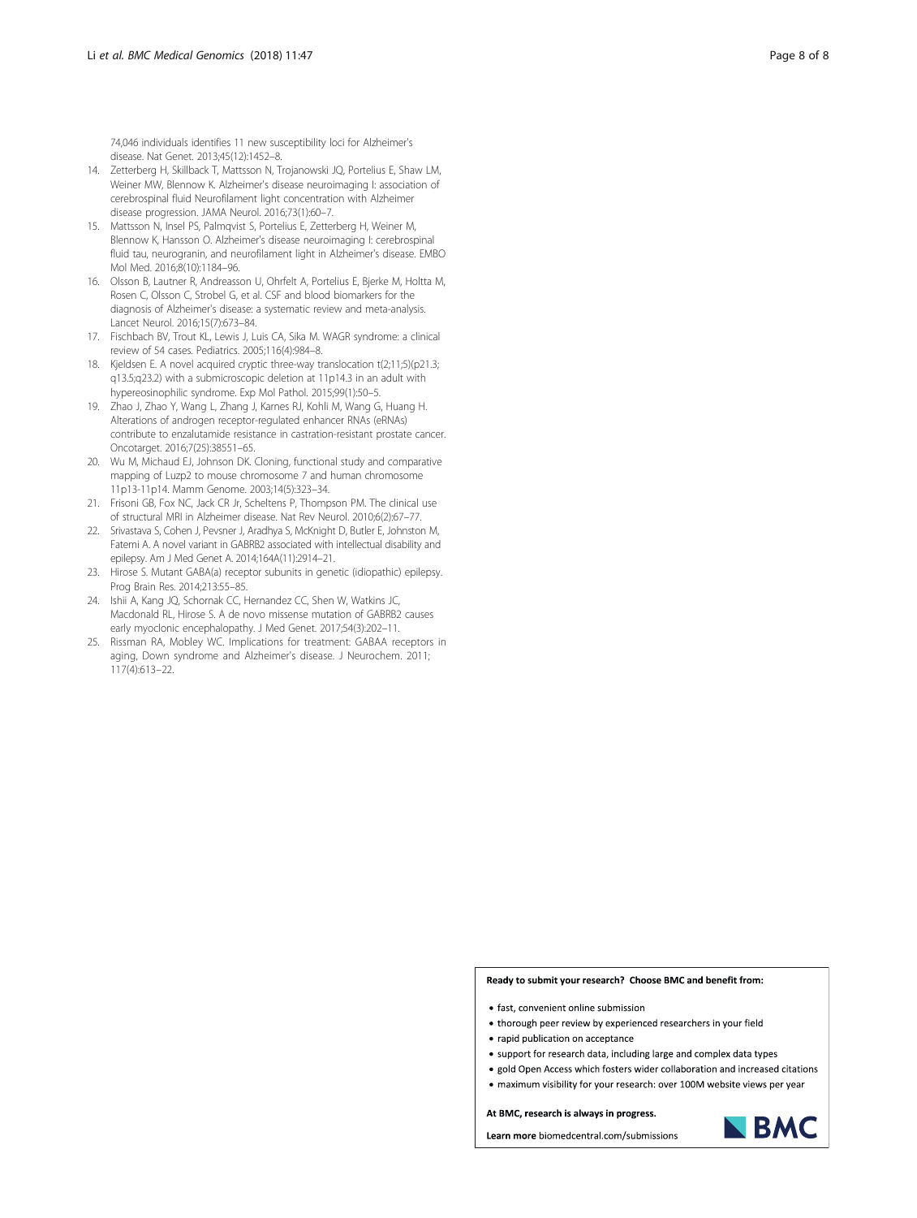74,046 individuals identifies 11 new susceptibility loci for Alzheimer's disease. Nat Genet. 2013;45(12):1452–8.

14. Zetterberg H, Skillback T, Mattsson N, Trojanowski JQ, Portelius E, Shaw LM, Weiner MW, Blennow K. Alzheimer's disease neuroimaging I: association of cerebrospinal fluid Neurofilament light concentration with Alzheimer disease progression. JAMA Neurol. 2016;73(1):60–7.
15. Mattsson N, Insel PS, Palmqvist S, Portelius E, Zetterberg H, Weiner M, Blennow K, Hansson O. Alzheimer's disease neuroimaging I: cerebrospinal fluid tau, neurogranin, and neurofilament light in Alzheimer's disease. EMBO Mol Med. 2016;8(10):1184–96.
16. Olsson B, Lautner R, Andreasson U, Ohrfelt A, Portelius E, Bjerke M, Holtta M, Rosen C, Olsson C, Strobel G, et al. CSF and blood biomarkers for the diagnosis of Alzheimer's disease: a systematic review and meta-analysis. Lancet Neurol. 2016;15(7):673–84.
17. Fischbach BV, Trout KL, Lewis J, Luis CA, Sika M. WAGR syndrome: a clinical review of 54 cases. Pediatrics. 2005;116(4):984–8.
18. Kjeldsen E. A novel acquired cryptic three-way translocation t(2;11;5)(p21.3; q13.5;q23.2) with a submicroscopic deletion at 11p14.3 in an adult with hypereosinophilic syndrome. Exp Mol Pathol. 2015;99(1):50–5.
19. Zhao J, Zhao Y, Wang L, Zhang J, Karnes RJ, Kohli M, Wang G, Huang H. Alterations of androgen receptor-regulated enhancer RNAs (eRNAs) contribute to enzalutamide resistance in castration-resistant prostate cancer. Oncotarget. 2016;7(25):38551–65.
20. Wu M, Michaud EJ, Johnson DK. Cloning, functional study and comparative mapping of Luzp2 to mouse chromosome 7 and human chromosome 11p13-11p14. Mamm Genome. 2003;14(5):323–34.
21. Frisoni GB, Fox NC, Jack CR Jr, Scheltens P, Thompson PM. The clinical use of structural MRI in Alzheimer disease. Nat Rev Neurol. 2010;6(2):67–77.
22. Srivastava S, Cohen J, Pevsner J, Aradhya S, McKnight D, Butler E, Johnston M, Fatemi A. A novel variant in GABRB2 associated with intellectual disability and epilepsy. Am J Med Genet A. 2014;164A(11):2914–21.
23. Hirose S. Mutant GABA(a) receptor subunits in genetic (idiopathic) epilepsy. Prog Brain Res. 2014;213:55–85.
24. Ishii A, Kang JQ, Schornak CC, Hernandez CC, Shen W, Watkins JC, Macdonald RL, Hirose S. A de novo missense mutation of GABRB2 causes early myoclonic encephalopathy. J Med Genet. 2017;54(3):202–11.
25. Rissman RA, Mobley WC. Implications for treatment: GABAA receptors in aging, Down syndrome and Alzheimer's disease. J Neurochem. 2011; 117(4):613–22.

**Ready to submit your research? Choose BMC and benefit from:**

- fast, convenient online submission
- thorough peer review by experienced researchers in your field
- rapid publication on acceptance
- support for research data, including large and complex data types
- gold Open Access which fosters wider collaboration and increased citations
- maximum visibility for your research: over 100M website views per year

**At BMC, research is always in progress.**

**Learn more** biomedcentral.com/submissions

BMC